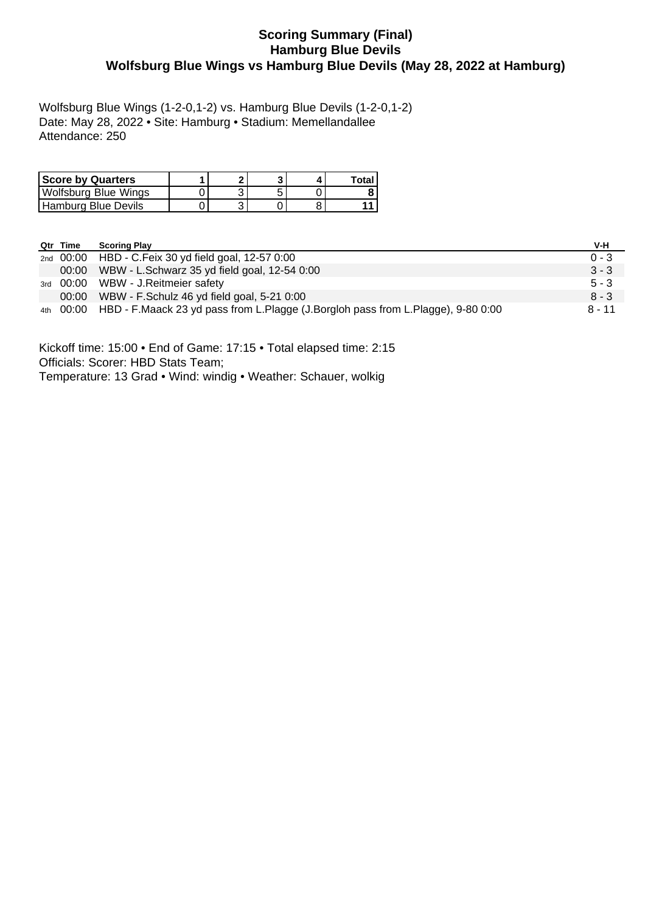# Scoring Summary (Final)
## Hamburg Blue Devils
## Wolfsburg Blue Wings vs Hamburg Blue Devils (May 28, 2022 at Hamburg)

Wolfsburg Blue Wings (1-2-0,1-2) vs. Hamburg Blue Devils (1-2-0,1-2)
Date: May 28, 2022 • Site: Hamburg • Stadium: Memellandallee
Attendance: 250

| Score by Quarters | 1 | 2 | 3 | 4 | Total |
|---|---|---|---|---|---|
| Wolfsburg Blue Wings | 0 | 3 | 5 | 0 | 8 |
| Hamburg Blue Devils | 0 | 3 | 0 | 8 | 11 |

| Qtr | Time | Scoring Play | V-H |
|---|---|---|---|
| 2nd | 00:00 | HBD - C.Feix 30 yd field goal, 12-57 0:00 | 0 - 3 |
| | 00:00 | WBW - L.Schwarz 35 yd field goal, 12-54 0:00 | 3 - 3 |
| 3rd | 00:00 | WBW - J.Reitmeier safety | 5 - 3 |
| | 00:00 | WBW - F.Schulz 46 yd field goal, 5-21 0:00 | 8 - 3 |
| 4th | 00:00 | HBD - F.Maack 23 yd pass from L.Plagge (J.Borgloh pass from L.Plagge), 9-80 0:00 | 8 - 11 |

Kickoff time: 15:00 • End of Game: 17:15 • Total elapsed time: 2:15
Officials: Scorer: HBD Stats Team;
Temperature: 13 Grad • Wind: windig • Weather: Schauer, wolkig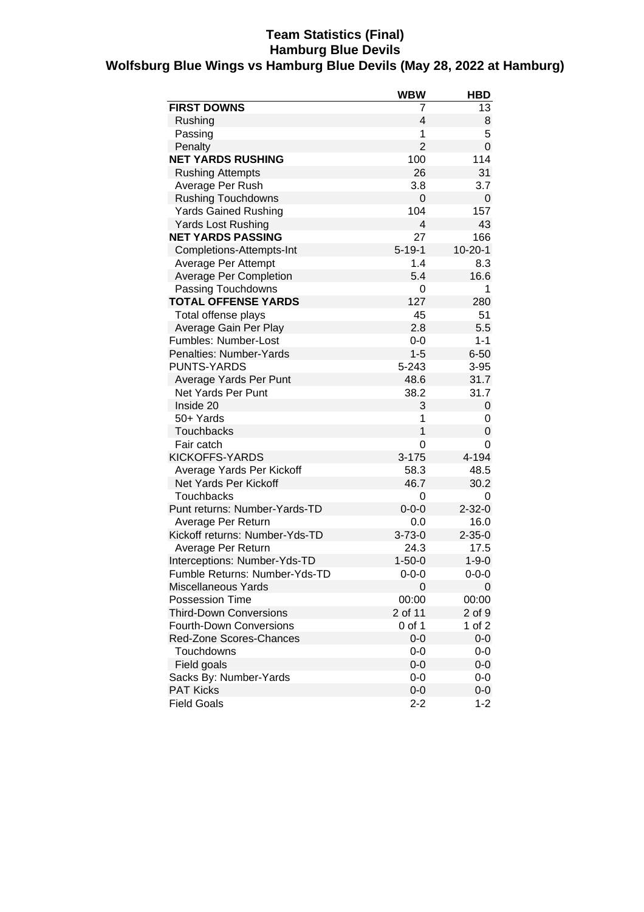# Team Statistics (Final)
## Hamburg Blue Devils
### Wolfsburg Blue Wings vs Hamburg Blue Devils (May 28, 2022 at Hamburg)

| | WBW | HBD |
|---|---|---|
| **FIRST DOWNS** | 7 | 13 |
| Rushing | 4 | 8 |
| Passing | 1 | 5 |
| Penalty | 2 | 0 |
| **NET YARDS RUSHING** | 100 | 114 |
| Rushing Attempts | 26 | 31 |
| Average Per Rush | 3.8 | 3.7 |
| Rushing Touchdowns | 0 | 0 |
| Yards Gained Rushing | 104 | 157 |
| Yards Lost Rushing | 4 | 43 |
| **NET YARDS PASSING** | 27 | 166 |
| Completions-Attempts-Int | 5-19-1 | 10-20-1 |
| Average Per Attempt | 1.4 | 8.3 |
| Average Per Completion | 5.4 | 16.6 |
| Passing Touchdowns | 0 | 1 |
| **TOTAL OFFENSE YARDS** | 127 | 280 |
| Total offense plays | 45 | 51 |
| Average Gain Per Play | 2.8 | 5.5 |
| Fumbles: Number-Lost | 0-0 | 1-1 |
| Penalties: Number-Yards | 1-5 | 6-50 |
| PUNTS-YARDS | 5-243 | 3-95 |
| Average Yards Per Punt | 48.6 | 31.7 |
| Net Yards Per Punt | 38.2 | 31.7 |
| Inside 20 | 3 | 0 |
| 50+ Yards | 1 | 0 |
| Touchbacks | 1 | 0 |
| Fair catch | 0 | 0 |
| KICKOFFS-YARDS | 3-175 | 4-194 |
| Average Yards Per Kickoff | 58.3 | 48.5 |
| Net Yards Per Kickoff | 46.7 | 30.2 |
| Touchbacks | 0 | 0 |
| Punt returns: Number-Yards-TD | 0-0-0 | 2-32-0 |
| Average Per Return | 0.0 | 16.0 |
| Kickoff returns: Number-Yds-TD | 3-73-0 | 2-35-0 |
| Average Per Return | 24.3 | 17.5 |
| Interceptions: Number-Yds-TD | 1-50-0 | 1-9-0 |
| Fumble Returns: Number-Yds-TD | 0-0-0 | 0-0-0 |
| Miscellaneous Yards | 0 | 0 |
| Possession Time | 00:00 | 00:00 |
| Third-Down Conversions | 2 of 11 | 2 of 9 |
| Fourth-Down Conversions | 0 of 1 | 1 of 2 |
| Red-Zone Scores-Chances | 0-0 | 0-0 |
| Touchdowns | 0-0 | 0-0 |
| Field goals | 0-0 | 0-0 |
| Sacks By: Number-Yards | 0-0 | 0-0 |
| PAT Kicks | 0-0 | 0-0 |
| Field Goals | 2-2 | 1-2 |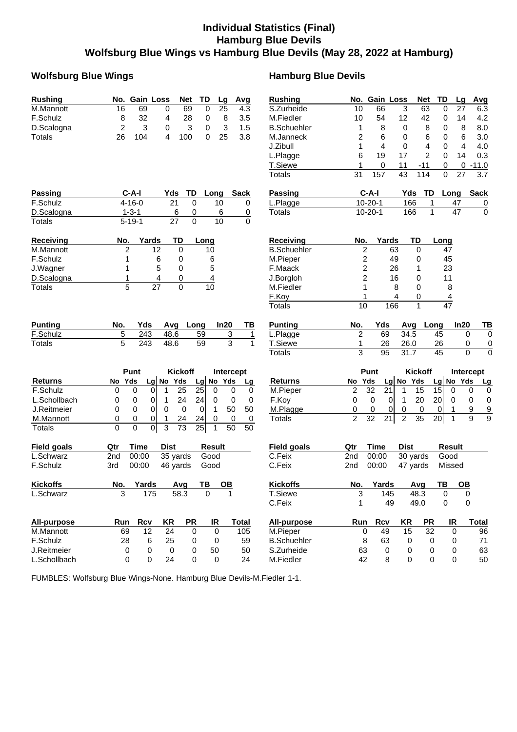# Individual Statistics (Final)
## Hamburg Blue Devils
## Wolfsburg Blue Wings vs Hamburg Blue Devils (May 28, 2022 at Hamburg)

## Wolfsburg Blue Wings

| Rushing | No. | Gain | Loss | Net | TD | Lg | Avg |
|---|---|---|---|---|---|---|---|
| M.Mannott | 16 | 69 | 0 | 69 | 0 | 25 | 4.3 |
| F.Schulz | 8 | 32 | 4 | 28 | 0 | 8 | 3.5 |
| D.Scalogna | 2 | 3 | 0 | 3 | 0 | 3 | 1.5 |
| Totals | 26 | 104 | 4 | 100 | 0 | 25 | 3.8 |

| Passing | C-A-I | Yds | TD | Long | Sack |
|---|---|---|---|---|---|
| F.Schulz | 4-16-0 | 21 | 0 | 10 | 0 |
| D.Scalogna | 1-3-1 | 6 | 0 | 6 | 0 |
| Totals | 5-19-1 | 27 | 0 | 10 | 0 |

| Receiving | No. | Yards | TD | Long |
|---|---|---|---|---|
| M.Mannott | 2 | 12 | 0 | 10 |
| F.Schulz | 1 | 6 | 0 | 6 |
| J.Wagner | 1 | 5 | 0 | 5 |
| D.Scalogna | 1 | 4 | 0 | 4 |
| Totals | 5 | 27 | 0 | 10 |

| Punting | No. | Yds | Avg | Long | In20 | TB |
|---|---|---|---|---|---|---|
| F.Schulz | 5 | 243 | 48.6 | 59 | 3 | 1 |
| Totals | 5 | 243 | 48.6 | 59 | 3 | 1 |

| | Punt | | | Kickoff | | | Intercept | | |
|---|---|---|---|---|---|---|---|---|---|
| Returns | No | Yds | Lg | No | Yds | Lg | No | Yds | Lg |
| F.Schulz | 0 | 0 | 0 | 1 | 25 | 25 | 0 | 0 | 0 |
| L.Schollbach | 0 | 0 | 0 | 1 | 24 | 24 | 0 | 0 | 0 |
| J.Reitmeier | 0 | 0 | 0 | 0 | 0 | 0 | 1 | 50 | 50 |
| M.Mannott | 0 | 0 | 0 | 1 | 24 | 24 | 0 | 0 | 0 |
| Totals | 0 | 0 | 0 | 3 | 73 | 25 | 1 | 50 | 50 |

| Field goals | Qtr | Time | Dist | Result |
|---|---|---|---|---|
| L.Schwarz | 2nd | 00:00 | 35 yards | Good |
| F.Schulz | 3rd | 00:00 | 46 yards | Good |

| Kickoffs | No. | Yards | Avg | TB | OB |
|---|---|---|---|---|---|
| L.Schwarz | 3 | 175 | 58.3 | 0 | 1 |

| All-purpose | Run | Rcv | KR | PR | IR | Total |
|---|---|---|---|---|---|---|
| M.Mannott | 69 | 12 | 24 | 0 | 0 | 105 |
| F.Schulz | 28 | 6 | 25 | 0 | 0 | 59 |
| J.Reitmeier | 0 | 0 | 0 | 0 | 50 | 50 |
| L.Schollbach | 0 | 0 | 24 | 0 | 0 | 24 |

## Hamburg Blue Devils

| Rushing | No. | Gain | Loss | Net | TD | Lg | Avg |
|---|---|---|---|---|---|---|---|
| S.Zurheide | 10 | 66 | 3 | 63 | 0 | 27 | 6.3 |
| M.Fiedler | 10 | 54 | 12 | 42 | 0 | 14 | 4.2 |
| B.Schuehler | 1 | 8 | 0 | 8 | 0 | 8 | 8.0 |
| M.Janneck | 2 | 6 | 0 | 6 | 0 | 6 | 3.0 |
| J.Zibull | 1 | 4 | 0 | 4 | 0 | 4 | 4.0 |
| L.Plagge | 6 | 19 | 17 | 2 | 0 | 14 | 0.3 |
| T.Siewe | 1 | 0 | 11 | -11 | 0 | 0 | -11.0 |
| Totals | 31 | 157 | 43 | 114 | 0 | 27 | 3.7 |

| Passing | C-A-I | Yds | TD | Long | Sack |
|---|---|---|---|---|---|
| L.Plagge | 10-20-1 | 166 | 1 | 47 | 0 |
| Totals | 10-20-1 | 166 | 1 | 47 | 0 |

| Receiving | No. | Yards | TD | Long |
|---|---|---|---|---|
| B.Schuehler | 2 | 63 | 0 | 47 |
| M.Pieper | 2 | 49 | 0 | 45 |
| F.Maack | 2 | 26 | 1 | 23 |
| J.Borgloh | 2 | 16 | 0 | 11 |
| M.Fiedler | 1 | 8 | 0 | 8 |
| F.Koy | 1 | 4 | 0 | 4 |
| Totals | 10 | 166 | 1 | 47 |

| Punting | No. | Yds | Avg | Long | In20 | TB |
|---|---|---|---|---|---|---|
| L.Plagge | 2 | 69 | 34.5 | 45 | 0 | 0 |
| T.Siewe | 1 | 26 | 26.0 | 26 | 0 | 0 |
| Totals | 3 | 95 | 31.7 | 45 | 0 | 0 |

| | Punt | | | Kickoff | | | Intercept | | |
|---|---|---|---|---|---|---|---|---|---|
| Returns | No | Yds | Lg | No | Yds | Lg | No | Yds | Lg |
| M.Pieper | 2 | 32 | 21 | 1 | 15 | 15 | 0 | 0 | 0 |
| F.Koy | 0 | 0 | 0 | 1 | 20 | 20 | 0 | 0 | 0 |
| M.Plagge | 0 | 0 | 0 | 0 | 0 | 0 | 1 | 9 | 9 |
| Totals | 2 | 32 | 21 | 2 | 35 | 20 | 1 | 9 | 9 |

| Field goals | Qtr | Time | Dist | Result |
|---|---|---|---|---|
| C.Feix | 2nd | 00:00 | 30 yards | Good |
| C.Feix | 2nd | 00:00 | 47 yards | Missed |

| Kickoffs | No. | Yards | Avg | TB | OB |
|---|---|---|---|---|---|
| T.Siewe | 3 | 145 | 48.3 | 0 | 0 |
| C.Feix | 1 | 49 | 49.0 | 0 | 0 |

| All-purpose | Run | Rcv | KR | PR | IR | Total |
|---|---|---|---|---|---|---|
| M.Pieper | 0 | 49 | 15 | 32 | 0 | 96 |
| B.Schuehler | 8 | 63 | 0 | 0 | 0 | 71 |
| S.Zurheide | 63 | 0 | 0 | 0 | 0 | 63 |
| M.Fiedler | 42 | 8 | 0 | 0 | 0 | 50 |

FUMBLES: Wolfsburg Blue Wings-None. Hamburg Blue Devils-M.Fiedler 1-1.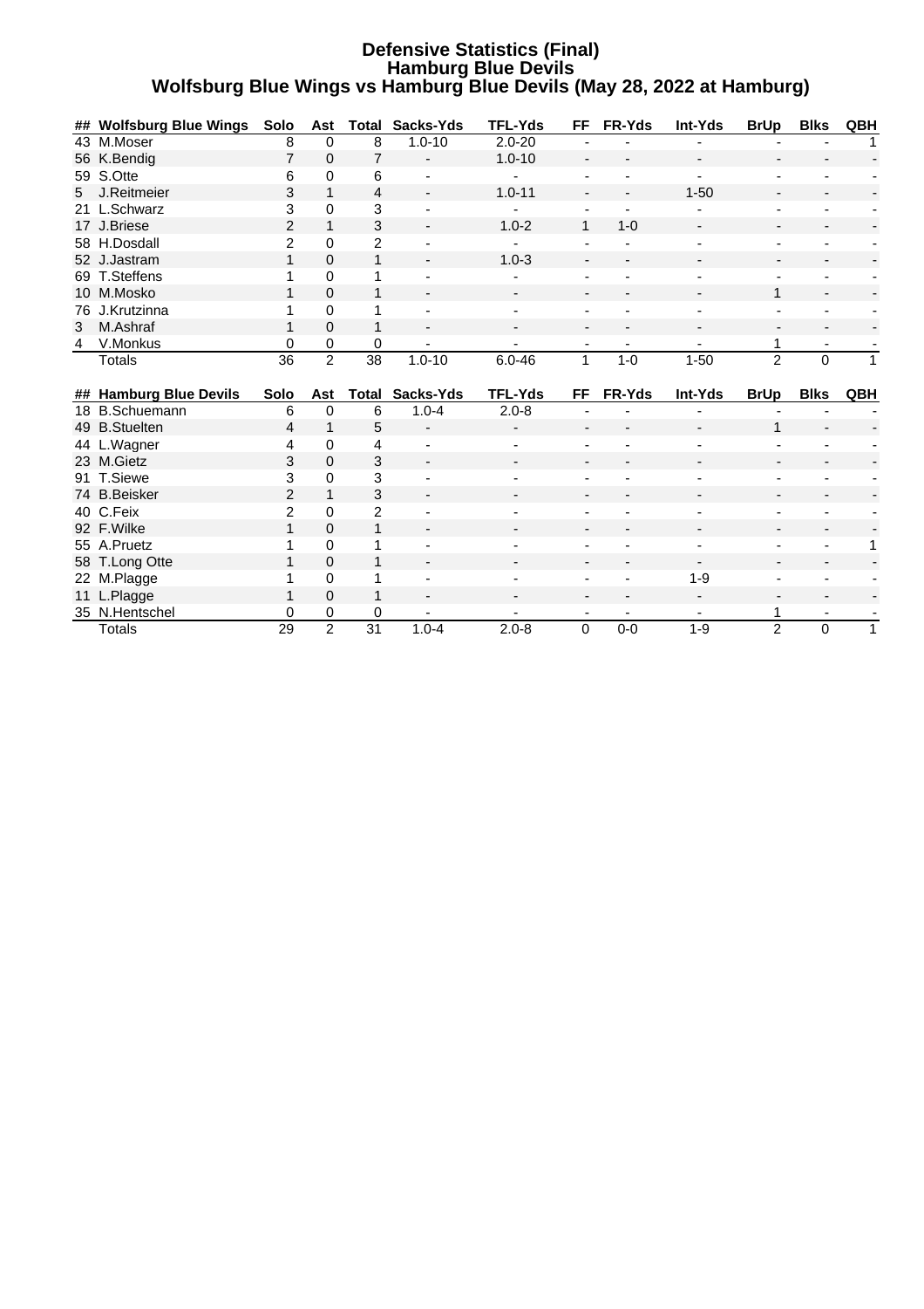# Defensive Statistics (Final)
## Hamburg Blue Devils
### Wolfsburg Blue Wings vs Hamburg Blue Devils (May 28, 2022 at Hamburg)

| ## | Wolfsburg Blue Wings | Solo | Ast | Total | Sacks-Yds | TFL-Yds | FF | FR-Yds | Int-Yds | BrUp | Blks | QBH |
|---|---|---|---|---|---|---|---|---|---|---|---|---|
| 43 | M.Moser | 8 | 0 | 8 | 1.0-10 | 2.0-20 | - | - | - | - | - | 1 |
| 56 | K.Bendig | 7 | 0 | 7 | - | 1.0-10 | - | - | - | - | - | - |
| 59 | S.Otte | 6 | 0 | 6 | - | - | - | - | - | - | - | - |
| 5 | J.Reitmeier | 3 | 1 | 4 | - | 1.0-11 | - | - | 1-50 | - | - | - |
| 21 | L.Schwarz | 3 | 0 | 3 | - | - | - | - | - | - | - | - |
| 17 | J.Briese | 2 | 1 | 3 | - | 1.0-2 | 1 | 1-0 | - | - | - | - |
| 58 | H.Dosdall | 2 | 0 | 2 | - | - | - | - | - | - | - | - |
| 52 | J.Jastram | 1 | 0 | 1 | - | 1.0-3 | - | - | - | - | - | - |
| 69 | T.Steffens | 1 | 0 | 1 | - | - | - | - | - | - | - | - |
| 10 | M.Mosko | 1 | 0 | 1 | - | - | - | - | - | 1 | - | - |
| 76 | J.Krutzinna | 1 | 0 | 1 | - | - | - | - | - | - | - | - |
| 3 | M.Ashraf | 1 | 0 | 1 | - | - | - | - | - | - | - | - |
| 4 | V.Monkus | 0 | 0 | 0 | - | - | - | - | - | 1 | - | - |
| | Totals | 36 | 2 | 38 | 1.0-10 | 6.0-46 | 1 | 1-0 | 1-50 | 2 | 0 | 1 |

| ## | Hamburg Blue Devils | Solo | Ast | Total | Sacks-Yds | TFL-Yds | FF | FR-Yds | Int-Yds | BrUp | Blks | QBH |
|---|---|---|---|---|---|---|---|---|---|---|---|---|
| 18 | B.Schuemann | 6 | 0 | 6 | 1.0-4 | 2.0-8 | - | - | - | - | - | - |
| 49 | B.Stuelten | 4 | 1 | 5 | - | - | - | - | - | 1 | - | - |
| 44 | L.Wagner | 4 | 0 | 4 | - | - | - | - | - | - | - | - |
| 23 | M.Gietz | 3 | 0 | 3 | - | - | - | - | - | - | - | - |
| 91 | T.Siewe | 3 | 0 | 3 | - | - | - | - | - | - | - | - |
| 74 | B.Beisker | 2 | 1 | 3 | - | - | - | - | - | - | - | - |
| 40 | C.Feix | 2 | 0 | 2 | - | - | - | - | - | - | - | - |
| 92 | F.Wilke | 1 | 0 | 1 | - | - | - | - | - | - | - | - |
| 55 | A.Pruetz | 1 | 0 | 1 | - | - | - | - | - | - | - | 1 |
| 58 | T.Long Otte | 1 | 0 | 1 | - | - | - | - | - | - | - | - |
| 22 | M.Plagge | 1 | 0 | 1 | - | - | - | - | 1-9 | - | - | - |
| 11 | L.Plagge | 1 | 0 | 1 | - | - | - | - | - | - | - | - |
| 35 | N.Hentschel | 0 | 0 | 0 | - | - | - | - | - | 1 | - | - |
| | Totals | 29 | 2 | 31 | 1.0-4 | 2.0-8 | 0 | 0-0 | 1-9 | 2 | 0 | 1 |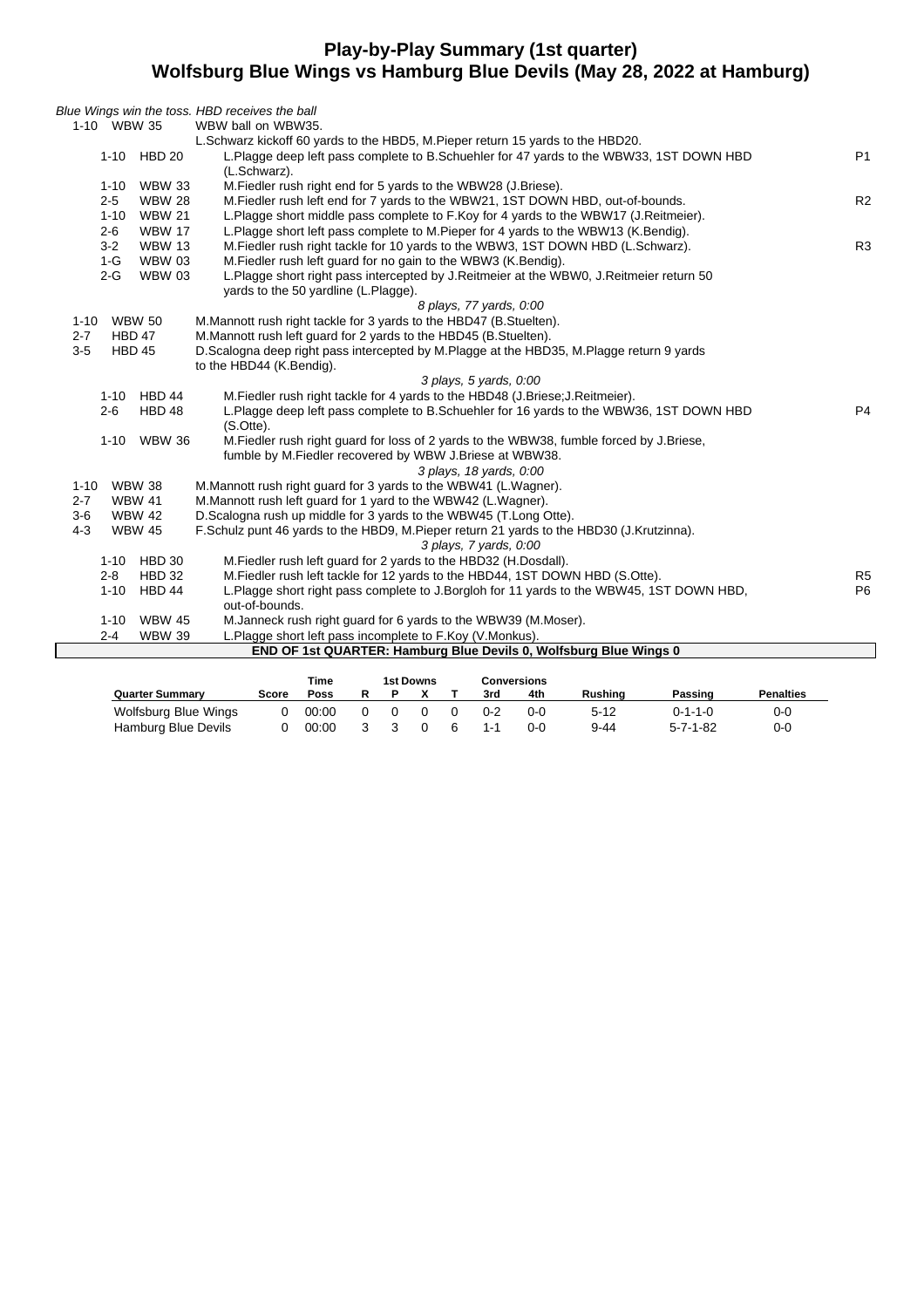# Play-by-Play Summary (1st quarter)
## Wolfsburg Blue Wings vs Hamburg Blue Devils (May 28, 2022 at Hamburg)

*Blue Wings win the toss. HBD receives the ball*

| Down | Spot | Play | |
|---|---|---|---|
| 1-10 | WBW 35 | WBW ball on WBW35. | |
| | | L.Schwarz kickoff 60 yards to the HBD5, M.Pieper return 15 yards to the HBD20. | |
| 1-10 | HBD 20 | L.Plagge deep left pass complete to B.Schuehler for 47 yards to the WBW33, 1ST DOWN HBD (L.Schwarz). | P1 |
| 1-10 | WBW 33 | M.Fiedler rush right end for 5 yards to the WBW28 (J.Briese). | |
| 2-5 | WBW 28 | M.Fiedler rush left end for 7 yards to the WBW21, 1ST DOWN HBD, out-of-bounds. | R2 |
| 1-10 | WBW 21 | L.Plagge short middle pass complete to F.Koy for 4 yards to the WBW17 (J.Reitmeier). | |
| 2-6 | WBW 17 | L.Plagge short left pass complete to M.Pieper for 4 yards to the WBW13 (K.Bendig). | |
| 3-2 | WBW 13 | M.Fiedler rush right tackle for 10 yards to the WBW3, 1ST DOWN HBD (L.Schwarz). | R3 |
| 1-G | WBW 03 | M.Fiedler rush left guard for no gain to the WBW3 (K.Bendig). | |
| 2-G | WBW 03 | L.Plagge short right pass intercepted by J.Reitmeier at the WBW0, J.Reitmeier return 50 yards to the 50 yardline (L.Plagge). | |
| | | *8 plays, 77 yards, 0:00* | |
| 1-10 | WBW 50 | M.Mannott rush right tackle for 3 yards to the HBD47 (B.Stuelten). | |
| 2-7 | HBD 47 | M.Mannott rush left guard for 2 yards to the HBD45 (B.Stuelten). | |
| 3-5 | HBD 45 | D.Scalogna deep right pass intercepted by M.Plagge at the HBD35, M.Plagge return 9 yards to the HBD44 (K.Bendig). | |
| | | *3 plays, 5 yards, 0:00* | |
| 1-10 | HBD 44 | M.Fiedler rush right tackle for 4 yards to the HBD48 (J.Briese;J.Reitmeier). | |
| 2-6 | HBD 48 | L.Plagge deep left pass complete to B.Schuehler for 16 yards to the WBW36, 1ST DOWN HBD (S.Otte). | P4 |
| 1-10 | WBW 36 | M.Fiedler rush right guard for loss of 2 yards to the WBW38, fumble forced by J.Briese, fumble by M.Fiedler recovered by WBW J.Briese at WBW38. | |
| | | *3 plays, 18 yards, 0:00* | |
| 1-10 | WBW 38 | M.Mannott rush right guard for 3 yards to the WBW41 (L.Wagner). | |
| 2-7 | WBW 41 | M.Mannott rush left guard for 1 yard to the WBW42 (L.Wagner). | |
| 3-6 | WBW 42 | D.Scalogna rush up middle for 3 yards to the WBW45 (T.Long Otte). | |
| 4-3 | WBW 45 | F.Schulz punt 46 yards to the HBD9, M.Pieper return 21 yards to the HBD30 (J.Krutzinna). | |
| | | *3 plays, 7 yards, 0:00* | |
| 1-10 | HBD 30 | M.Fiedler rush left guard for 2 yards to the HBD32 (H.Dosdall). | |
| 2-8 | HBD 32 | M.Fiedler rush left tackle for 12 yards to the HBD44, 1ST DOWN HBD (S.Otte). | R5 |
| 1-10 | HBD 44 | L.Plagge short right pass complete to J.Borgloh for 11 yards to the WBW45, 1ST DOWN HBD, out-of-bounds. | P6 |
| 1-10 | WBW 45 | M.Janneck rush right guard for 6 yards to the WBW39 (M.Moser). | |
| 2-4 | WBW 39 | L.Plagge short left pass incomplete to F.Koy (V.Monkus). | |

**END OF 1st QUARTER: Hamburg Blue Devils 0, Wolfsburg Blue Wings 0**

| Quarter Summary | Score | Time Poss | 1st Downs R | P | X | T | Conversions 3rd | 4th | Rushing | Passing | Penalties |
|---|---|---|---|---|---|---|---|---|---|---|---|
| Wolfsburg Blue Wings | 0 | 00:00 | 0 | 0 | 0 | 0 | 0-2 | 0-0 | 5-12 | 0-1-1-0 | 0-0 |
| Hamburg Blue Devils | 0 | 00:00 | 3 | 3 | 0 | 6 | 1-1 | 0-0 | 9-44 | 5-7-1-82 | 0-0 |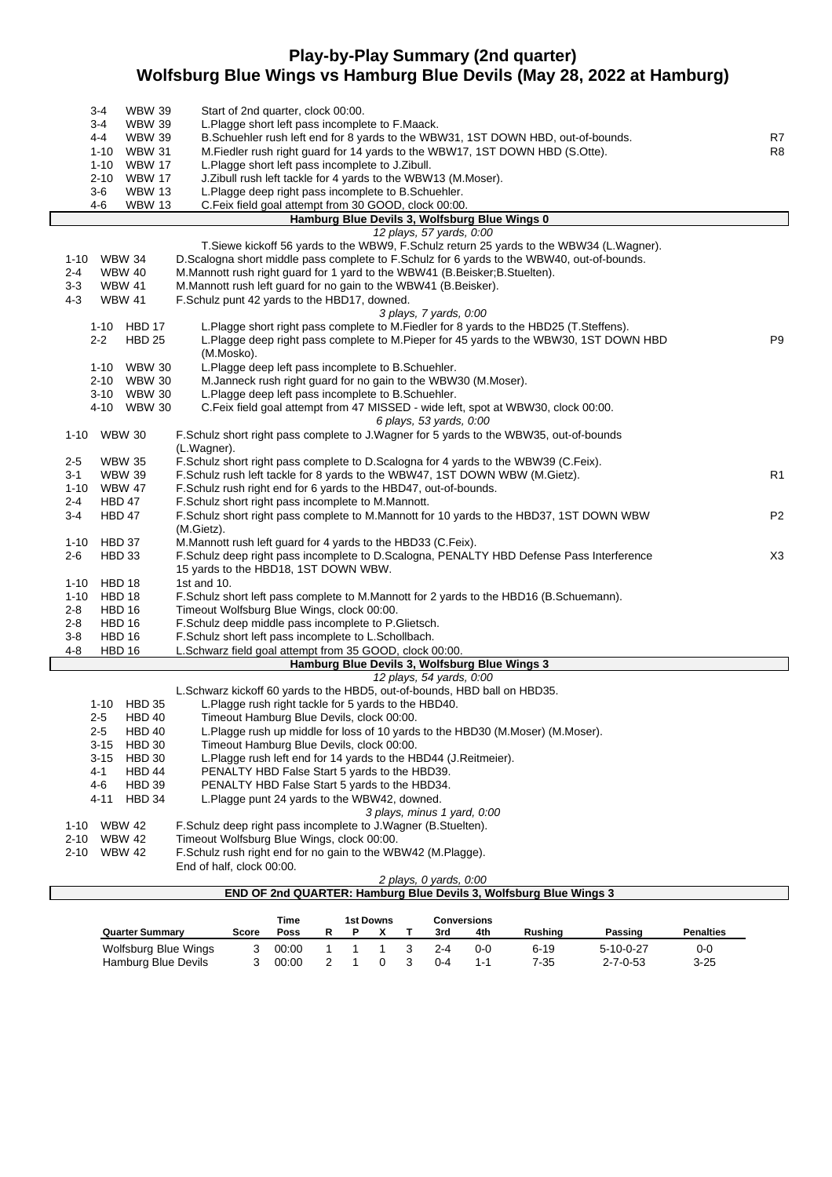# Play-by-Play Summary (2nd quarter)
## Wolfsburg Blue Wings vs Hamburg Blue Devils (May 28, 2022 at Hamburg)

| Down | Spot | Play | |
|---|---|---|---|
| 3-4 | WBW 39 | Start of 2nd quarter, clock 00:00. | |
| 3-4 | WBW 39 | L.Plagge short left pass incomplete to F.Maack. | |
| 4-4 | WBW 39 | B.Schuehler rush left end for 8 yards to the WBW31, 1ST DOWN HBD, out-of-bounds. | R7 |
| 1-10 | WBW 31 | M.Fiedler rush right guard for 14 yards to the WBW17, 1ST DOWN HBD (S.Otte). | R8 |
| 1-10 | WBW 17 | L.Plagge short left pass incomplete to J.Zibull. | |
| 2-10 | WBW 17 | J.Zibull rush left tackle for 4 yards to the WBW13 (M.Moser). | |
| 3-6 | WBW 13 | L.Plagge deep right pass incomplete to B.Schuehler. | |
| 4-6 | WBW 13 | C.Feix field goal attempt from 30 GOOD, clock 00:00. | |

**Hamburg Blue Devils 3, Wolfsburg Blue Wings 0**

*12 plays, 57 yards, 0:00*

| Down | Spot | Play | |
|---|---|---|---|
| | | T.Siewe kickoff 56 yards to the WBW9, F.Schulz return 25 yards to the WBW34 (L.Wagner). | |
| 1-10 | WBW 34 | D.Scalogna short middle pass complete to F.Schulz for 6 yards to the WBW40, out-of-bounds. | |
| 2-4 | WBW 40 | M.Mannott rush right guard for 1 yard to the WBW41 (B.Beisker;B.Stuelten). | |
| 3-3 | WBW 41 | M.Mannott rush left guard for no gain to the WBW41 (B.Beisker). | |
| 4-3 | WBW 41 | F.Schulz punt 42 yards to the HBD17, downed. | |

*3 plays, 7 yards, 0:00*

| Down | Spot | Play | |
|---|---|---|---|
| 1-10 | HBD 17 | L.Plagge short right pass complete to M.Fiedler for 8 yards to the HBD25 (T.Steffens). | |
| 2-2 | HBD 25 | L.Plagge deep right pass complete to M.Pieper for 45 yards to the WBW30, 1ST DOWN HBD (M.Mosko). | P9 |
| 1-10 | WBW 30 | L.Plagge deep left pass incomplete to B.Schuehler. | |
| 2-10 | WBW 30 | M.Janneck rush right guard for no gain to the WBW30 (M.Moser). | |
| 3-10 | WBW 30 | L.Plagge deep left pass incomplete to B.Schuehler. | |
| 4-10 | WBW 30 | C.Feix field goal attempt from 47 MISSED - wide left, spot at WBW30, clock 00:00. | |

*6 plays, 53 yards, 0:00*

| Down | Spot | Play | |
|---|---|---|---|
| 1-10 | WBW 30 | F.Schulz short right pass complete to J.Wagner for 5 yards to the WBW35, out-of-bounds (L.Wagner). | |
| 2-5 | WBW 35 | F.Schulz short right pass complete to D.Scalogna for 4 yards to the WBW39 (C.Feix). | |
| 3-1 | WBW 39 | F.Schulz rush left tackle for 8 yards to the WBW47, 1ST DOWN WBW (M.Gietz). | R1 |
| 1-10 | WBW 47 | F.Schulz rush right end for 6 yards to the HBD47, out-of-bounds. | |
| 2-4 | HBD 47 | F.Schulz short right pass incomplete to M.Mannott. | |
| 3-4 | HBD 47 | F.Schulz short right pass complete to M.Mannott for 10 yards to the HBD37, 1ST DOWN WBW (M.Gietz). | P2 |
| 1-10 | HBD 37 | M.Mannott rush left guard for 4 yards to the HBD33 (C.Feix). | |
| 2-6 | HBD 33 | F.Schulz deep right pass incomplete to D.Scalogna, PENALTY HBD Defense Pass Interference 15 yards to the HBD18, 1ST DOWN WBW. | X3 |
| 1-10 | HBD 18 | 1st and 10. | |
| 1-10 | HBD 18 | F.Schulz short left pass complete to M.Mannott for 2 yards to the HBD16 (B.Schuemann). | |
| 2-8 | HBD 16 | Timeout Wolfsburg Blue Wings, clock 00:00. | |
| 2-8 | HBD 16 | F.Schulz deep middle pass incomplete to P.Glietsch. | |
| 3-8 | HBD 16 | F.Schulz short left pass incomplete to L.Schollbach. | |
| 4-8 | HBD 16 | L.Schwarz field goal attempt from 35 GOOD, clock 00:00. | |

**Hamburg Blue Devils 3, Wolfsburg Blue Wings 3**

*12 plays, 54 yards, 0:00*

| Down | Spot | Play | |
|---|---|---|---|
| | | L.Schwarz kickoff 60 yards to the HBD5, out-of-bounds, HBD ball on HBD35. | |
| 1-10 | HBD 35 | L.Plagge rush right tackle for 5 yards to the HBD40. | |
| 2-5 | HBD 40 | Timeout Hamburg Blue Devils, clock 00:00. | |
| 2-5 | HBD 40 | L.Plagge rush up middle for loss of 10 yards to the HBD30 (M.Moser) (M.Moser). | |
| 3-15 | HBD 30 | Timeout Hamburg Blue Devils, clock 00:00. | |
| 3-15 | HBD 30 | L.Plagge rush left end for 14 yards to the HBD44 (J.Reitmeier). | |
| 4-1 | HBD 44 | PENALTY HBD False Start 5 yards to the HBD39. | |
| 4-6 | HBD 39 | PENALTY HBD False Start 5 yards to the HBD34. | |
| 4-11 | HBD 34 | L.Plagge punt 24 yards to the WBW42, downed. | |

*3 plays, minus 1 yard, 0:00*

| Down | Spot | Play | |
|---|---|---|---|
| 1-10 | WBW 42 | F.Schulz deep right pass incomplete to J.Wagner (B.Stuelten). | |
| 2-10 | WBW 42 | Timeout Wolfsburg Blue Wings, clock 00:00. | |
| 2-10 | WBW 42 | F.Schulz rush right end for no gain to the WBW42 (M.Plagge). | |
| | | End of half, clock 00:00. | |

*2 plays, 0 yards, 0:00*

**END OF 2nd QUARTER: Hamburg Blue Devils 3, Wolfsburg Blue Wings 3**

| Quarter Summary | Score | Time Poss | 1st Downs R | P | X | T | Conversions 3rd | 4th | Rushing | Passing | Penalties |
|---|---|---|---|---|---|---|---|---|---|---|---|
| Wolfsburg Blue Wings | 3 | 00:00 | 1 | 1 | 1 | 3 | 2-4 | 0-0 | 6-19 | 5-10-0-27 | 0-0 |
| Hamburg Blue Devils | 3 | 00:00 | 2 | 1 | 0 | 3 | 0-4 | 1-1 | 7-35 | 2-7-0-53 | 3-25 |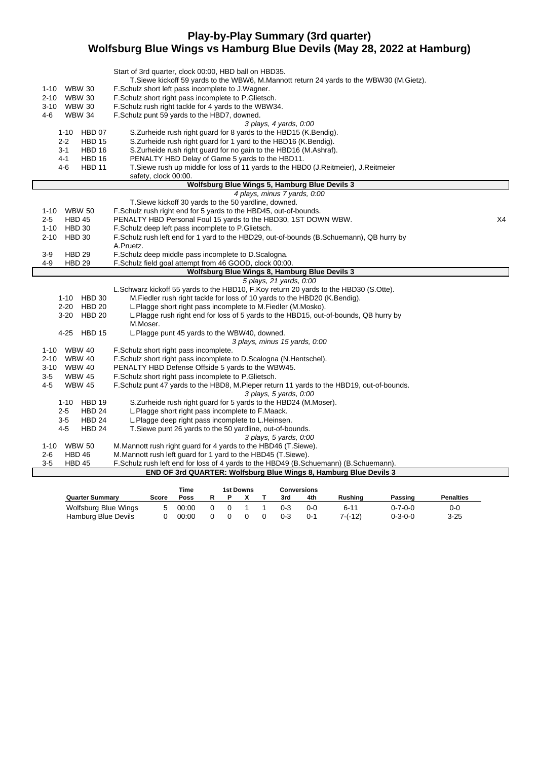# Play-by-Play Summary (3rd quarter)
## Wolfsburg Blue Wings vs Hamburg Blue Devils (May 28, 2022 at Hamburg)

Start of 3rd quarter, clock 00:00, HBD ball on HBD35.
T.Siewe kickoff 59 yards to the WBW6, M.Mannott return 24 yards to the WBW30 (M.Gietz).

| Down | Spot | Play |
|---|---|---|
| 1-10 | WBW 30 | F.Schulz short left pass incomplete to J.Wagner. |
| 2-10 | WBW 30 | F.Schulz short right pass incomplete to P.Glietsch. |
| 3-10 | WBW 30 | F.Schulz rush right tackle for 4 yards to the WBW34. |
| 4-6 | WBW 34 | F.Schulz punt 59 yards to the HBD7, downed. |

*3 plays, 4 yards, 0:00*

| Down | Spot | Play |
|---|---|---|
| 1-10 | HBD 07 | S.Zurheide rush right guard for 8 yards to the HBD15 (K.Bendig). |
| 2-2 | HBD 15 | S.Zurheide rush right guard for 1 yard to the HBD16 (K.Bendig). |
| 3-1 | HBD 16 | S.Zurheide rush right guard for no gain to the HBD16 (M.Ashraf). |
| 4-1 | HBD 16 | PENALTY HBD Delay of Game 5 yards to the HBD11. |
| 4-6 | HBD 11 | T.Siewe rush up middle for loss of 11 yards to the HBD0 (J.Reitmeier), J.Reitmeier safety, clock 00:00. |

**Wolfsburg Blue Wings 5, Hamburg Blue Devils 3**

*4 plays, minus 7 yards, 0:00*

T.Siewe kickoff 30 yards to the 50 yardline, downed.

| Down | Spot | Play | |
|---|---|---|---|
| 1-10 | WBW 50 | F.Schulz rush right end for 5 yards to the HBD45, out-of-bounds. | |
| 2-5 | HBD 45 | PENALTY HBD Personal Foul 15 yards to the HBD30, 1ST DOWN WBW. | X4 |
| 1-10 | HBD 30 | F.Schulz deep left pass incomplete to P.Glietsch. | |
| 2-10 | HBD 30 | F.Schulz rush left end for 1 yard to the HBD29, out-of-bounds (B.Schuemann), QB hurry by A.Pruetz. | |
| 3-9 | HBD 29 | F.Schulz deep middle pass incomplete to D.Scalogna. | |
| 4-9 | HBD 29 | F.Schulz field goal attempt from 46 GOOD, clock 00:00. | |

**Wolfsburg Blue Wings 8, Hamburg Blue Devils 3**

*5 plays, 21 yards, 0:00*

L.Schwarz kickoff 55 yards to the HBD10, F.Koy return 20 yards to the HBD30 (S.Otte).

| Down | Spot | Play |
|---|---|---|
| 1-10 | HBD 30 | M.Fiedler rush right tackle for loss of 10 yards to the HBD20 (K.Bendig). |
| 2-20 | HBD 20 | L.Plagge short right pass incomplete to M.Fiedler (M.Mosko). |
| 3-20 | HBD 20 | L.Plagge rush right end for loss of 5 yards to the HBD15, out-of-bounds, QB hurry by M.Moser. |
| 4-25 | HBD 15 | L.Plagge punt 45 yards to the WBW40, downed. |

*3 plays, minus 15 yards, 0:00*

| Down | Spot | Play |
|---|---|---|
| 1-10 | WBW 40 | F.Schulz short right pass incomplete. |
| 2-10 | WBW 40 | F.Schulz short right pass incomplete to D.Scalogna (N.Hentschel). |
| 3-10 | WBW 40 | PENALTY HBD Defense Offside 5 yards to the WBW45. |
| 3-5 | WBW 45 | F.Schulz short right pass incomplete to P.Glietsch. |
| 4-5 | WBW 45 | F.Schulz punt 47 yards to the HBD8, M.Pieper return 11 yards to the HBD19, out-of-bounds. |

*3 plays, 5 yards, 0:00*

| Down | Spot | Play |
|---|---|---|
| 1-10 | HBD 19 | S.Zurheide rush right guard for 5 yards to the HBD24 (M.Moser). |
| 2-5 | HBD 24 | L.Plagge short right pass incomplete to F.Maack. |
| 3-5 | HBD 24 | L.Plagge deep right pass incomplete to L.Heinsen. |
| 4-5 | HBD 24 | T.Siewe punt 26 yards to the 50 yardline, out-of-bounds. |

*3 plays, 5 yards, 0:00*

| Down | Spot | Play |
|---|---|---|
| 1-10 | WBW 50 | M.Mannott rush right guard for 4 yards to the HBD46 (T.Siewe). |
| 2-6 | HBD 46 | M.Mannott rush left guard for 1 yard to the HBD45 (T.Siewe). |
| 3-5 | HBD 45 | F.Schulz rush left end for loss of 4 yards to the HBD49 (B.Schuemann) (B.Schuemann). |

**END OF 3rd QUARTER: Wolfsburg Blue Wings 8, Hamburg Blue Devils 3**

| Quarter Summary | Score | Time Poss | 1st Downs R | P | X | T | Conversions 3rd | 4th | Rushing | Passing | Penalties |
|---|---|---|---|---|---|---|---|---|---|---|---|
| Wolfsburg Blue Wings | 5 | 00:00 | 0 | 0 | 1 | 1 | 0-3 | 0-0 | 6-11 | 0-7-0-0 | 0-0 |
| Hamburg Blue Devils | 0 | 00:00 | 0 | 0 | 0 | 0 | 0-3 | 0-1 | 7-(-12) | 0-3-0-0 | 3-25 |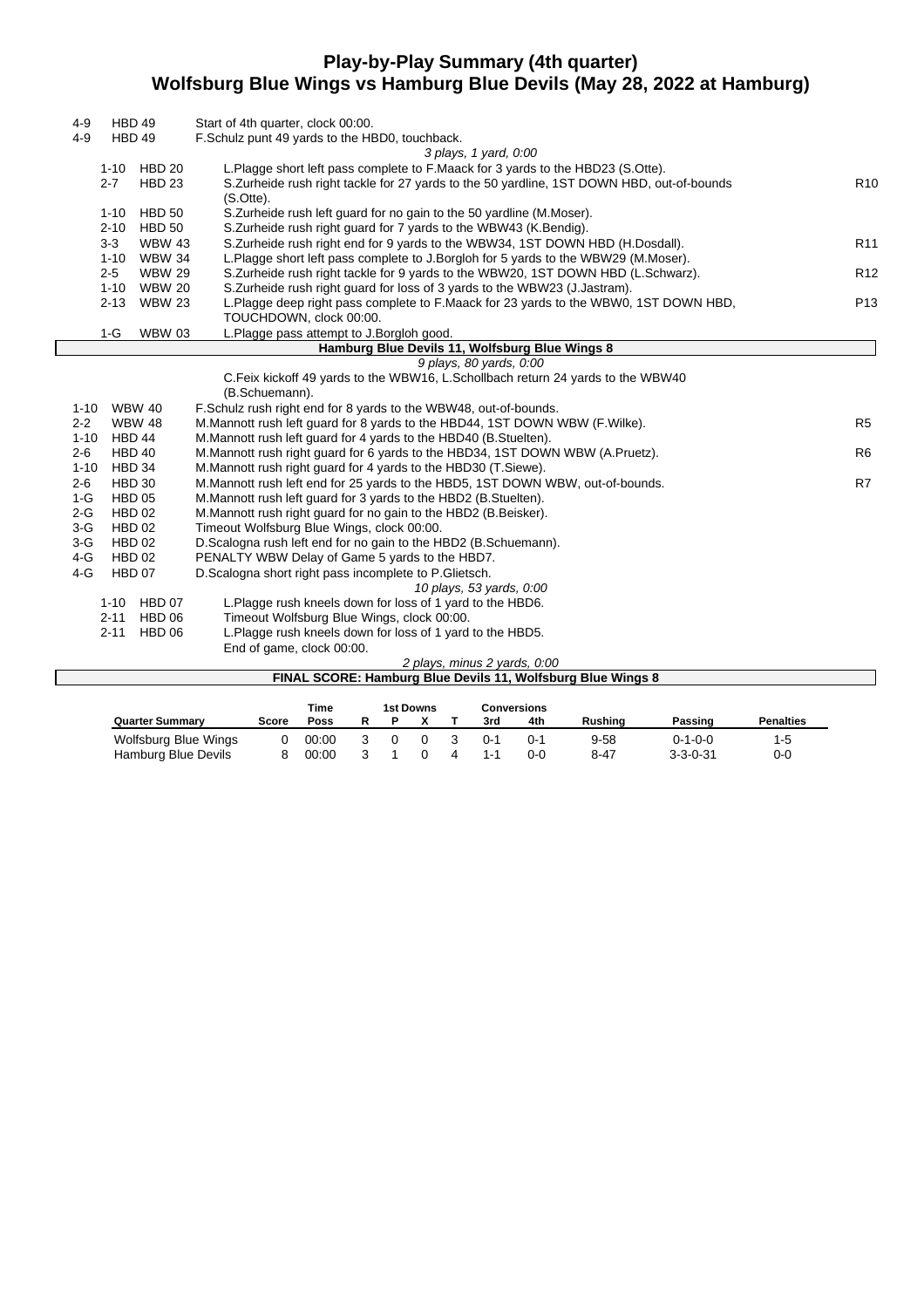# Play-by-Play Summary (4th quarter)
## Wolfsburg Blue Wings vs Hamburg Blue Devils (May 28, 2022 at Hamburg)

| | | | |
|---|---|---|---|
| 4-9 | HBD 49 | Start of 4th quarter, clock 00:00. | |
| 4-9 | HBD 49 | F.Schulz punt 49 yards to the HBD0, touchback. | |
| | | *3 plays, 1 yard, 0:00* | |
| 1-10 | HBD 20 | L.Plagge short left pass complete to F.Maack for 3 yards to the HBD23 (S.Otte). | |
| 2-7 | HBD 23 | S.Zurheide rush right tackle for 27 yards to the 50 yardline, 1ST DOWN HBD, out-of-bounds (S.Otte). | R10 |
| 1-10 | HBD 50 | S.Zurheide rush left guard for no gain to the 50 yardline (M.Moser). | |
| 2-10 | HBD 50 | S.Zurheide rush right guard for 7 yards to the WBW43 (K.Bendig). | |
| 3-3 | WBW 43 | S.Zurheide rush right end for 9 yards to the WBW34, 1ST DOWN HBD (H.Dosdall). | R11 |
| 1-10 | WBW 34 | L.Plagge short left pass complete to J.Borgloh for 5 yards to the WBW29 (M.Moser). | |
| 2-5 | WBW 29 | S.Zurheide rush right tackle for 9 yards to the WBW20, 1ST DOWN HBD (L.Schwarz). | R12 |
| 1-10 | WBW 20 | S.Zurheide rush right guard for loss of 3 yards to the WBW23 (J.Jastram). | |
| 2-13 | WBW 23 | L.Plagge deep right pass complete to F.Maack for 23 yards to the WBW0, 1ST DOWN HBD, TOUCHDOWN, clock 00:00. | P13 |
| 1-G | WBW 03 | L.Plagge pass attempt to J.Borgloh good. | |
| | | **Hamburg Blue Devils 11, Wolfsburg Blue Wings 8** | |
| | | *9 plays, 80 yards, 0:00* | |
| | | C.Feix kickoff 49 yards to the WBW16, L.Schollbach return 24 yards to the WBW40 (B.Schuemann). | |
| 1-10 | WBW 40 | F.Schulz rush right end for 8 yards to the WBW48, out-of-bounds. | |
| 2-2 | WBW 48 | M.Mannott rush left guard for 8 yards to the HBD44, 1ST DOWN WBW (F.Wilke). | R5 |
| 1-10 | HBD 44 | M.Mannott rush left guard for 4 yards to the HBD40 (B.Stuelten). | |
| 2-6 | HBD 40 | M.Mannott rush right guard for 6 yards to the HBD34, 1ST DOWN WBW (A.Pruetz). | R6 |
| 1-10 | HBD 34 | M.Mannott rush right guard for 4 yards to the HBD30 (T.Siewe). | |
| 2-6 | HBD 30 | M.Mannott rush left end for 25 yards to the HBD5, 1ST DOWN WBW, out-of-bounds. | R7 |
| 1-G | HBD 05 | M.Mannott rush left guard for 3 yards to the HBD2 (B.Stuelten). | |
| 2-G | HBD 02 | M.Mannott rush right guard for no gain to the HBD2 (B.Beisker). | |
| 3-G | HBD 02 | Timeout Wolfsburg Blue Wings, clock 00:00. | |
| 3-G | HBD 02 | D.Scalogna rush left end for no gain to the HBD2 (B.Schuemann). | |
| 4-G | HBD 02 | PENALTY WBW Delay of Game 5 yards to the HBD7. | |
| 4-G | HBD 07 | D.Scalogna short right pass incomplete to P.Glietsch. | |
| | | *10 plays, 53 yards, 0:00* | |
| 1-10 | HBD 07 | L.Plagge rush kneels down for loss of 1 yard to the HBD6. | |
| 2-11 | HBD 06 | Timeout Wolfsburg Blue Wings, clock 00:00. | |
| 2-11 | HBD 06 | L.Plagge rush kneels down for loss of 1 yard to the HBD5. | |
| | | End of game, clock 00:00. | |
| | | *2 plays, minus 2 yards, 0:00* | |
| | | **FINAL SCORE: Hamburg Blue Devils 11, Wolfsburg Blue Wings 8** | |

| Quarter Summary | Score | Time Poss | 1st Downs R | 1st Downs P | 1st Downs X | 1st Downs T | Conversions 3rd | Conversions 4th | Rushing | Passing | Penalties |
|---|---|---|---|---|---|---|---|---|---|---|---|
| Wolfsburg Blue Wings | 0 | 00:00 | 3 | 0 | 0 | 3 | 0-1 | 0-1 | 9-58 | 0-1-0-0 | 1-5 |
| Hamburg Blue Devils | 8 | 00:00 | 3 | 1 | 0 | 4 | 1-1 | 0-0 | 8-47 | 3-3-0-31 | 0-0 |